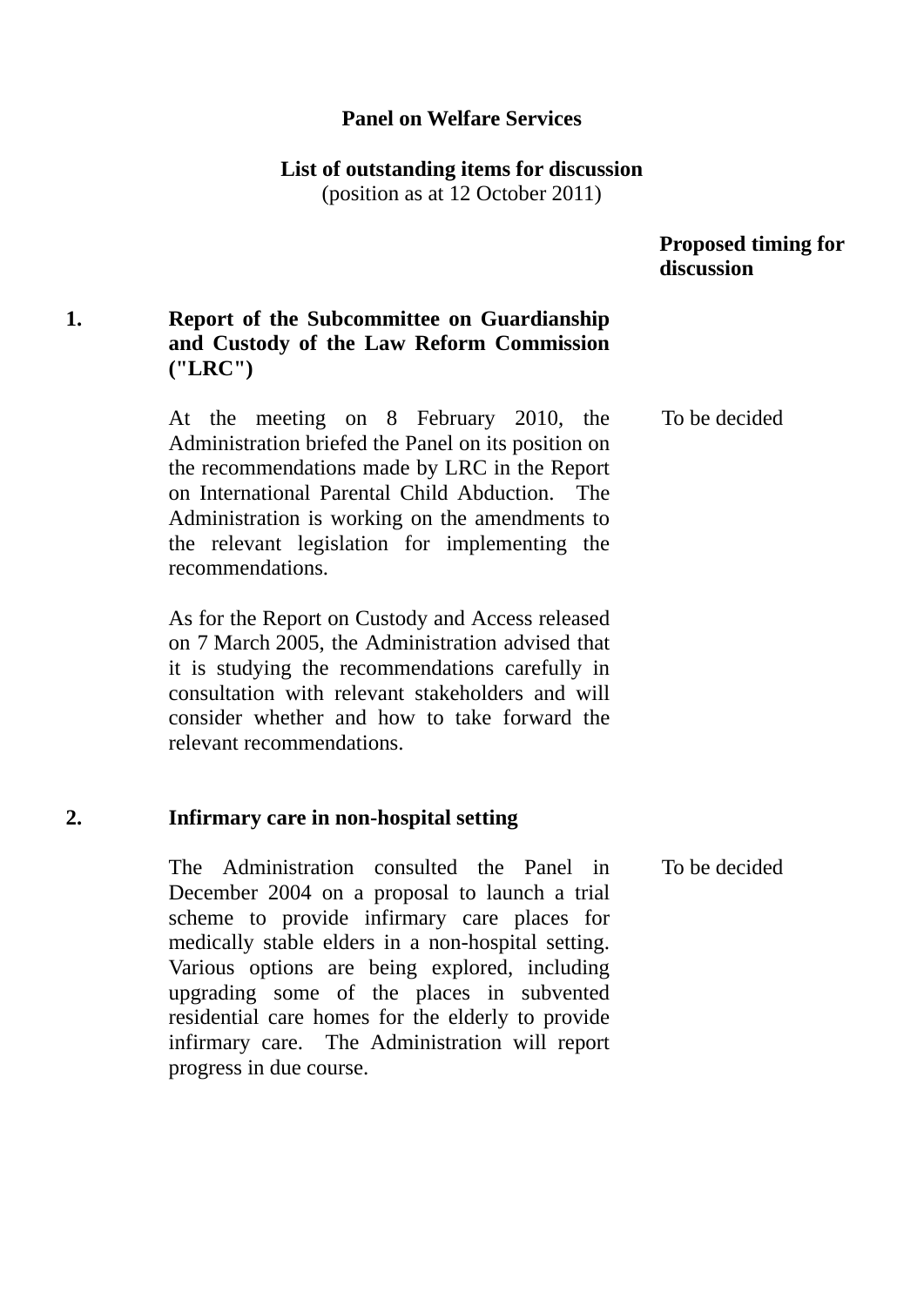**Panel on Welfare Services**

**List of outstanding items for discussion**
(position as at 12 October 2011)

| | | **Proposed timing for discussion** |
|---|---|---|
| **1.** | **Report of the Subcommittee on Guardianship and Custody of the Law Reform Commission ("LRC")** | |
| | At the meeting on 8 February 2010, the Administration briefed the Panel on its position on the recommendations made by LRC in the Report on International Parental Child Abduction. The Administration is working on the amendments to the relevant legislation for implementing the recommendations.<br><br>As for the Report on Custody and Access released on 7 March 2005, the Administration advised that it is studying the recommendations carefully in consultation with relevant stakeholders and will consider whether and how to take forward the relevant recommendations. | To be decided |
| **2.** | **Infirmary care in non-hospital setting** | |
| | The Administration consulted the Panel in December 2004 on a proposal to launch a trial scheme to provide infirmary care places for medically stable elders in a non-hospital setting. Various options are being explored, including upgrading some of the places in subvented residential care homes for the elderly to provide infirmary care. The Administration will report progress in due course. | To be decided |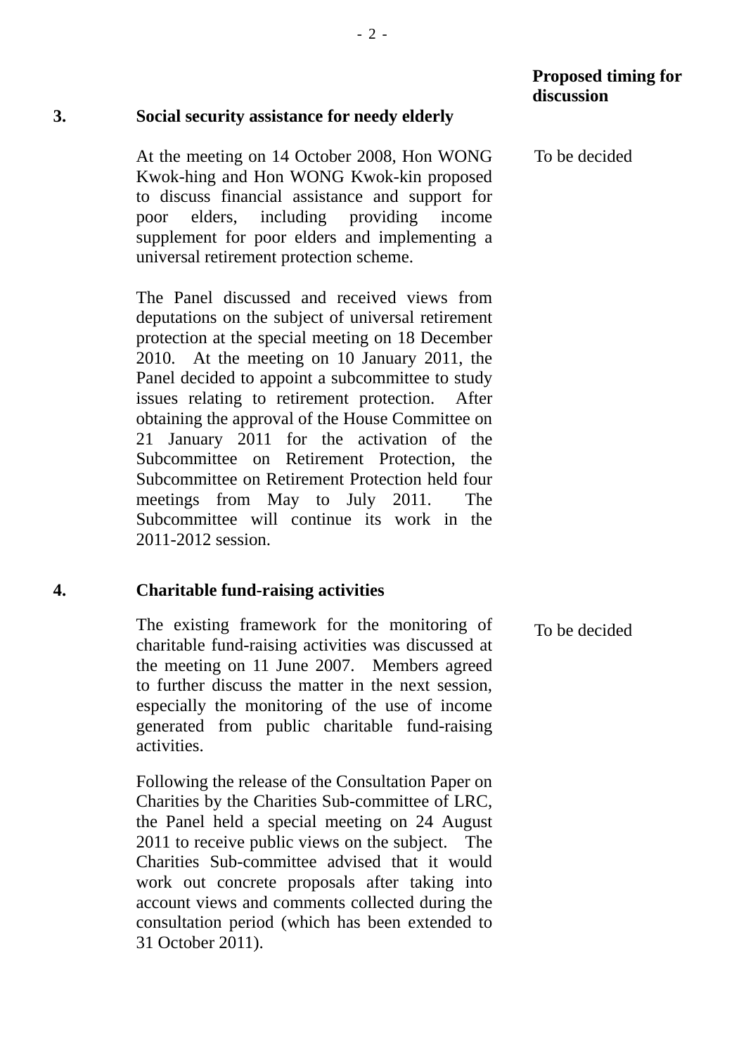| | | Proposed timing for discussion |
|---|---|---|
| **3.** | **Social security assistance for needy elderly** | |
| | At the meeting on 14 October 2008, Hon WONG Kwok-hing and Hon WONG Kwok-kin proposed to discuss financial assistance and support for poor elders, including providing income supplement for poor elders and implementing a universal retirement protection scheme.<br><br>The Panel discussed and received views from deputations on the subject of universal retirement protection at the special meeting on 18 December 2010. At the meeting on 10 January 2011, the Panel decided to appoint a subcommittee to study issues relating to retirement protection. After obtaining the approval of the House Committee on 21 January 2011 for the activation of the Subcommittee on Retirement Protection, the Subcommittee on Retirement Protection held four meetings from May to July 2011. The Subcommittee will continue its work in the 2011-2012 session. | To be decided |
| **4.** | **Charitable fund-raising activities** | |
| | The existing framework for the monitoring of charitable fund-raising activities was discussed at the meeting on 11 June 2007. Members agreed to further discuss the matter in the next session, especially the monitoring of the use of income generated from public charitable fund-raising activities.<br><br>Following the release of the Consultation Paper on Charities by the Charities Sub-committee of LRC, the Panel held a special meeting on 24 August 2011 to receive public views on the subject. The Charities Sub-committee advised that it would work out concrete proposals after taking into account views and comments collected during the consultation period (which has been extended to 31 October 2011). | To be decided |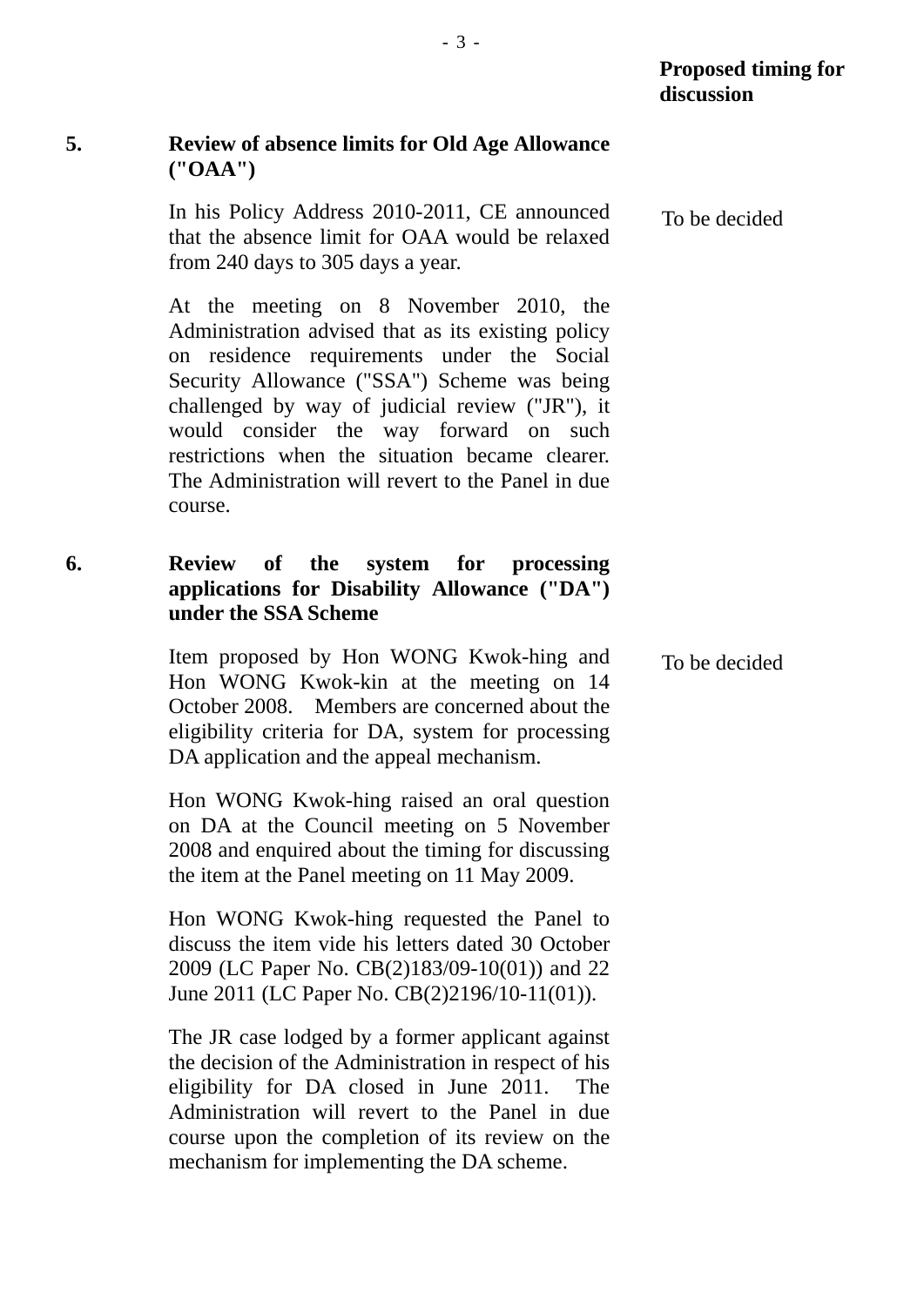**Proposed timing for discussion**

**5. Review of absence limits for Old Age Allowance ("OAA")**

In his Policy Address 2010-2011, CE announced that the absence limit for OAA would be relaxed from 240 days to 305 days a year. — To be decided

At the meeting on 8 November 2010, the Administration advised that as its existing policy on residence requirements under the Social Security Allowance ("SSA") Scheme was being challenged by way of judicial review ("JR"), it would consider the way forward on such restrictions when the situation became clearer. The Administration will revert to the Panel in due course.

**6. Review of the system for processing applications for Disability Allowance ("DA") under the SSA Scheme**

Item proposed by Hon WONG Kwok-hing and Hon WONG Kwok-kin at the meeting on 14 October 2008. Members are concerned about the eligibility criteria for DA, system for processing DA application and the appeal mechanism. — To be decided

Hon WONG Kwok-hing raised an oral question on DA at the Council meeting on 5 November 2008 and enquired about the timing for discussing the item at the Panel meeting on 11 May 2009.

Hon WONG Kwok-hing requested the Panel to discuss the item vide his letters dated 30 October 2009 (LC Paper No. CB(2)183/09-10(01)) and 22 June 2011 (LC Paper No. CB(2)2196/10-11(01)).

The JR case lodged by a former applicant against the decision of the Administration in respect of his eligibility for DA closed in June 2011. The Administration will revert to the Panel in due course upon the completion of its review on the mechanism for implementing the DA scheme.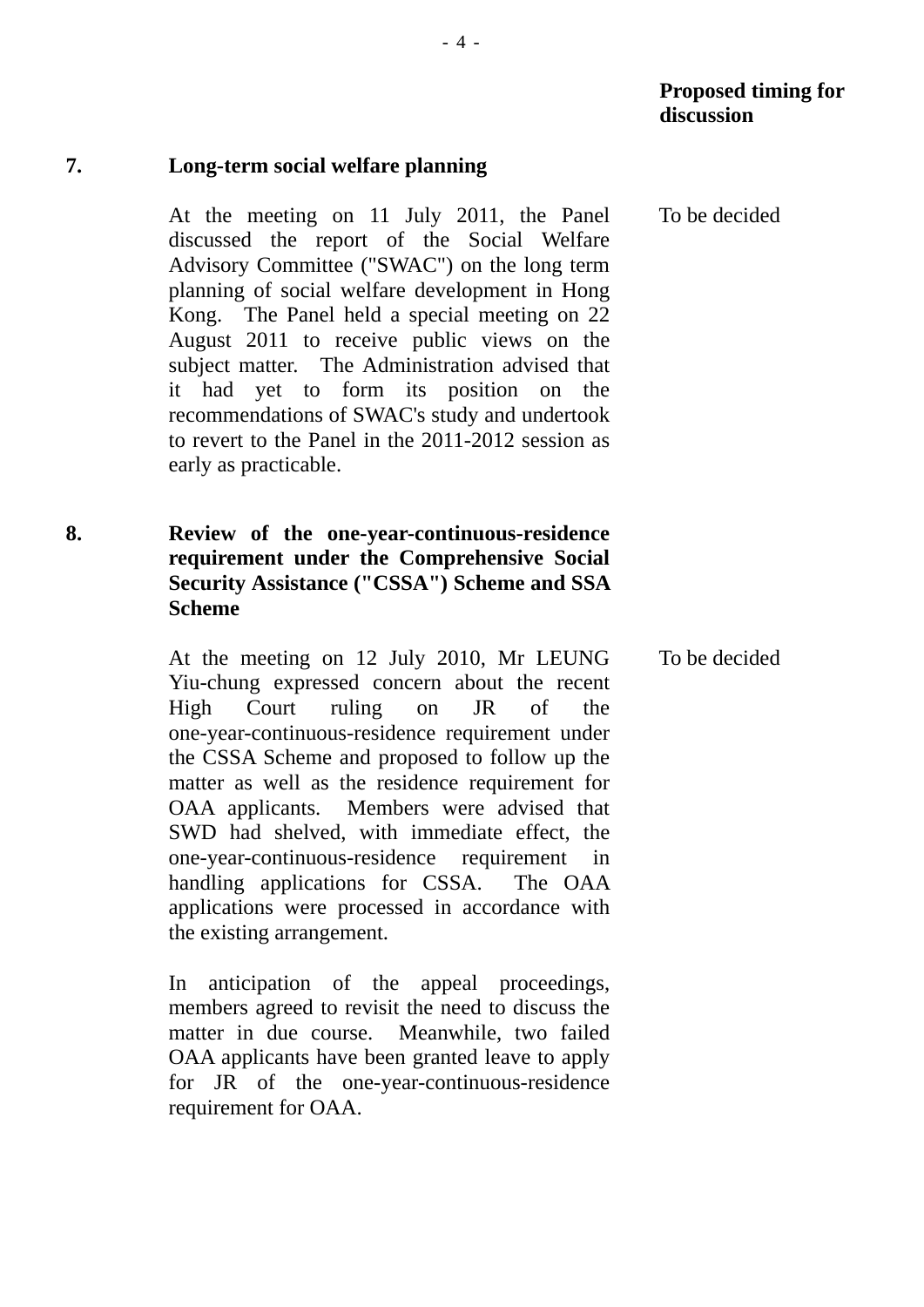| | | Proposed timing for discussion |
|---|---|---|
| **7.** | **Long-term social welfare planning** | |
| | At the meeting on 11 July 2011, the Panel discussed the report of the Social Welfare Advisory Committee ("SWAC") on the long term planning of social welfare development in Hong Kong. The Panel held a special meeting on 22 August 2011 to receive public views on the subject matter. The Administration advised that it had yet to form its position on the recommendations of SWAC's study and undertook to revert to the Panel in the 2011-2012 session as early as practicable. | To be decided |
| **8.** | **Review of the one-year-continuous-residence requirement under the Comprehensive Social Security Assistance ("CSSA") Scheme and SSA Scheme** | |
| | At the meeting on 12 July 2010, Mr LEUNG Yiu-chung expressed concern about the recent High Court ruling on JR of the one-year-continuous-residence requirement under the CSSA Scheme and proposed to follow up the matter as well as the residence requirement for OAA applicants. Members were advised that SWD had shelved, with immediate effect, the one-year-continuous-residence requirement in handling applications for CSSA. The OAA applications were processed in accordance with the existing arrangement.<br><br>In anticipation of the appeal proceedings, members agreed to revisit the need to discuss the matter in due course. Meanwhile, two failed OAA applicants have been granted leave to apply for JR of the one-year-continuous-residence requirement for OAA. | To be decided |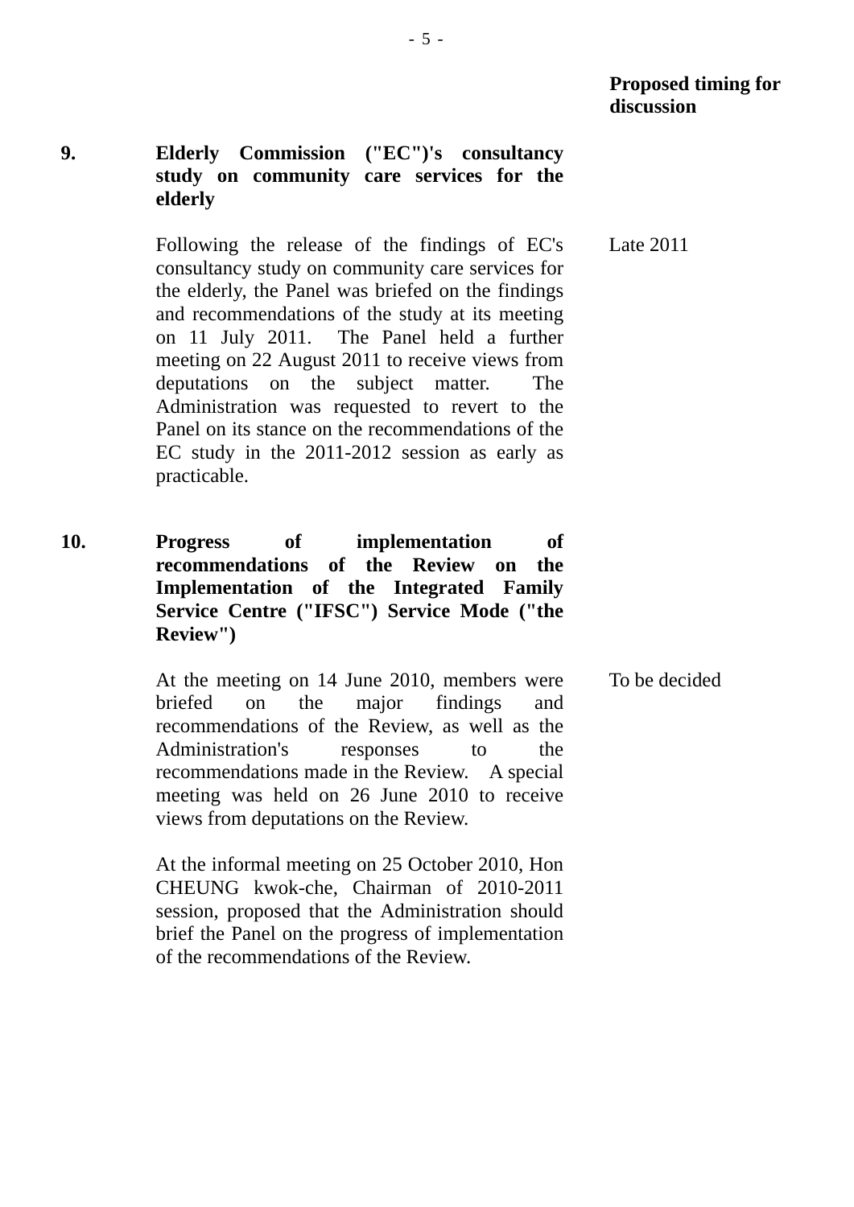**Proposed timing for discussion**

**9. Elderly Commission ("EC")'s consultancy study on community care services for the elderly**

Following the release of the findings of EC's consultancy study on community care services for the elderly, the Panel was briefed on the findings and recommendations of the study at its meeting on 11 July 2011. The Panel held a further meeting on 22 August 2011 to receive views from deputations on the subject matter. The Administration was requested to revert to the Panel on its stance on the recommendations of the EC study in the 2011-2012 session as early as practicable.

*Proposed timing for discussion:* Late 2011

**10. Progress of implementation of recommendations of the Review on the Implementation of the Integrated Family Service Centre ("IFSC") Service Mode ("the Review")**

At the meeting on 14 June 2010, members were briefed on the major findings and recommendations of the Review, as well as the Administration's responses to the recommendations made in the Review. A special meeting was held on 26 June 2010 to receive views from deputations on the Review.

At the informal meeting on 25 October 2010, Hon CHEUNG kwok-che, Chairman of 2010-2011 session, proposed that the Administration should brief the Panel on the progress of implementation of the recommendations of the Review.

*Proposed timing for discussion:* To be decided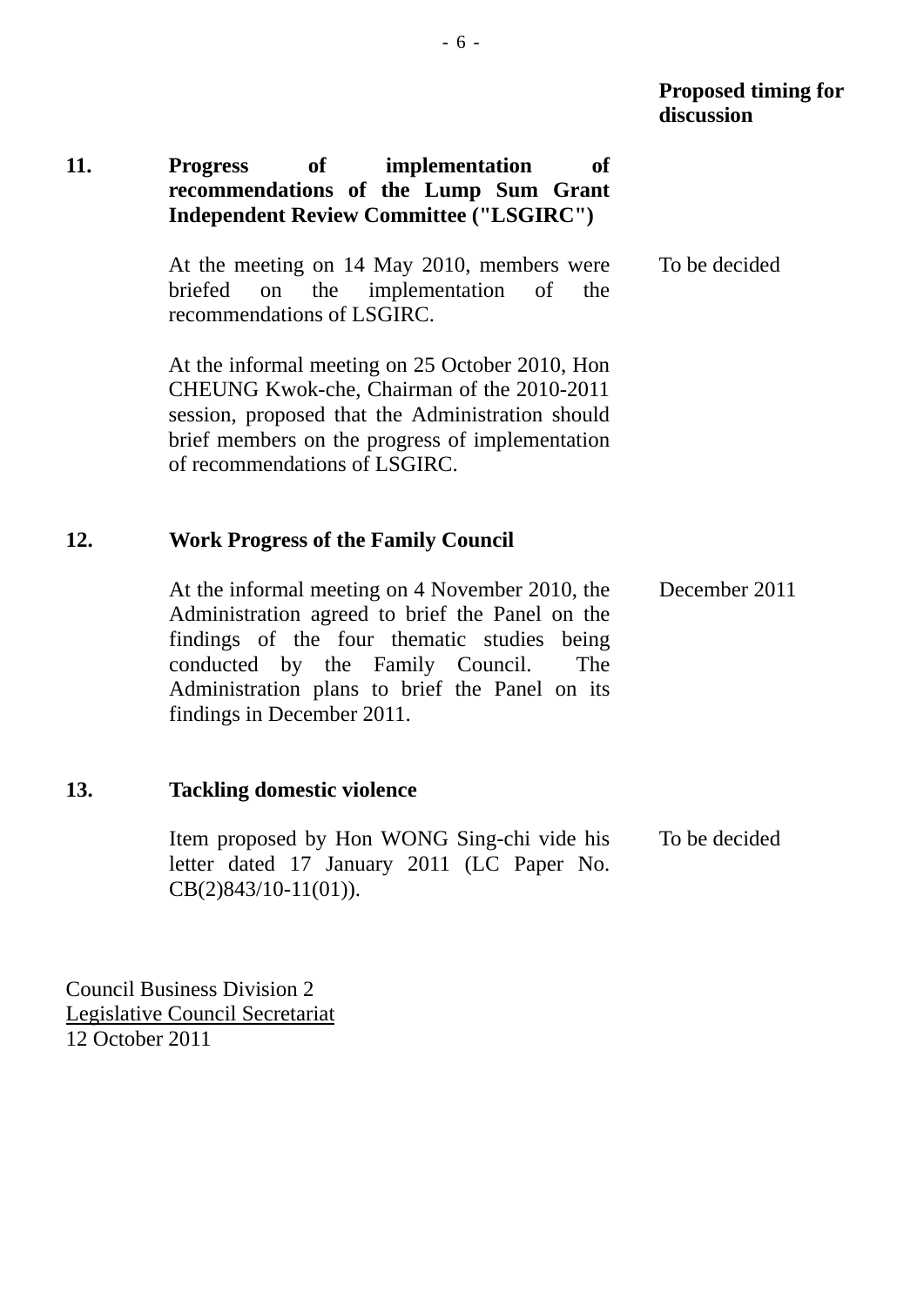| | | Proposed timing for discussion |
|---|---|---|
| **11.** | **Progress of implementation of recommendations of the Lump Sum Grant Independent Review Committee ("LSGIRC")** | |
| | At the meeting on 14 May 2010, members were briefed on the implementation of the recommendations of LSGIRC. | To be decided |
| | At the informal meeting on 25 October 2010, Hon CHEUNG Kwok-che, Chairman of the 2010-2011 session, proposed that the Administration should brief members on the progress of implementation of recommendations of LSGIRC. | |
| **12.** | **Work Progress of the Family Council** | |
| | At the informal meeting on 4 November 2010, the Administration agreed to brief the Panel on the findings of the four thematic studies being conducted by the Family Council. The Administration plans to brief the Panel on its findings in December 2011. | December 2011 |
| **13.** | **Tackling domestic violence** | |
| | Item proposed by Hon WONG Sing-chi vide his letter dated 17 January 2011 (LC Paper No. CB(2)843/10-11(01)). | To be decided |

Council Business Division 2
Legislative Council Secretariat
12 October 2011